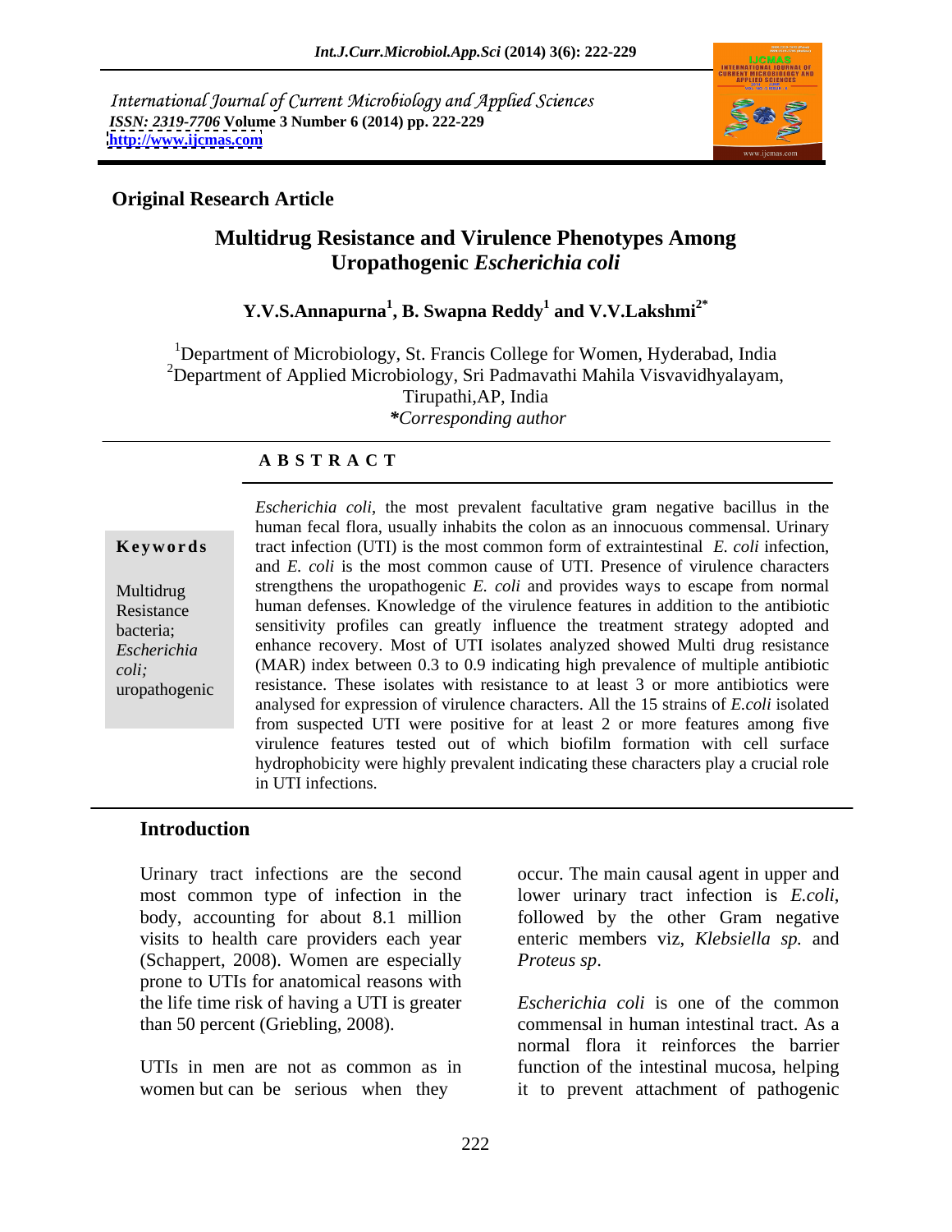International Journal of Current Microbiology and Applied Sciences
*ISSN: 2319-7706* **Volume 3 Number 6 (2014) pp. 222-229**
**http://www.ijcmas.com**

**Original Research Article**

# Multidrug Resistance and Virulence Phenotypes Among Uropathogenic *Escherichia coli*

**Y.V.S.Annapurna[1], B. Swapna Reddy[1] and V.V.Lakshmi[2*]**

[1]Department of Microbiology, St. Francis College for Women, Hyderabad, India
[2]Department of Applied Microbiology, Sri Padmavathi Mahila Visvavidhyalayam, Tirupathi,AP, India
***Corresponding author***

## A B S T R A C T

**Keywords**

Multidrug Resistance bacteria; *Escherichia coli;* uropathogenic

*Escherichia coli*, the most prevalent facultative gram negative bacillus in the human fecal flora, usually inhabits the colon as an innocuous commensal. Urinary tract infection (UTI) is the most common form of extraintestinal *E. coli* infection, and *E. coli* is the most common cause of UTI. Presence of virulence characters strengthens the uropathogenic *E. coli* and provides ways to escape from normal human defenses. Knowledge of the virulence features in addition to the antibiotic sensitivity profiles can greatly influence the treatment strategy adopted and enhance recovery. Most of UTI isolates analyzed showed Multi drug resistance (MAR) index between 0.3 to 0.9 indicating high prevalence of multiple antibiotic resistance. These isolates with resistance to at least 3 or more antibiotics were analysed for expression of virulence characters. All the 15 strains of *E.coli* isolated from suspected UTI were positive for at least 2 or more features among five virulence features tested out of which biofilm formation with cell surface hydrophobicity were highly prevalent indicating these characters play a crucial role in UTI infections.

## Introduction

Urinary tract infections are the second most common type of infection in the body, accounting for about 8.1 million visits to health care providers each year (Schappert, 2008). Women are especially prone to UTIs for anatomical reasons with the life time risk of having a UTI is greater than 50 percent (Griebling, 2008).

UTIs in men are not as common as in women but can be serious when they occur. The main causal agent in upper and lower urinary tract infection is *E.coli*, followed by the other Gram negative enteric members viz, *Klebsiella sp.* and *Proteus sp*.

*Escherichia coli* is one of the common commensal in human intestinal tract. As a normal flora it reinforces the barrier function of the intestinal mucosa, helping it to prevent attachment of pathogenic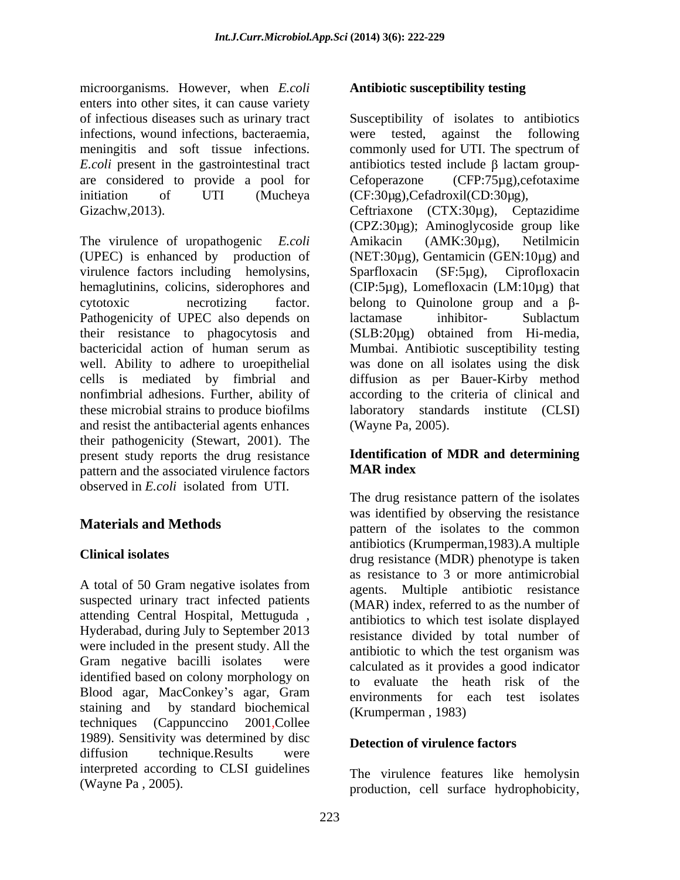microorganisms. However, when *E.coli* enters into other sites, it can cause variety of infectious diseases such as urinary tract infections, wound infections, bacteraemia, meningitis and soft tissue infections. *E.coli* present in the gastrointestinal tract are considered to provide a pool for initiation of UTI (Mucheya Gizachw,2013).

The virulence of uropathogenic *E.coli* (UPEC) is enhanced by production of virulence factors including hemolysins, hemaglutinins, colicins, siderophores and cytotoxic necrotizing factor. Pathogenicity of UPEC also depends on their resistance to phagocytosis and bactericidal action of human serum as well. Ability to adhere to uroepithelial cells is mediated by fimbrial and nonfimbrial adhesions. Further, ability of these microbial strains to produce biofilms and resist the antibacterial agents enhances their pathogenicity (Stewart, 2001). The present study reports the drug resistance pattern and the associated virulence factors observed in *E.coli* isolated from UTI.

## Materials and Methods

### Clinical isolates

A total of 50 Gram negative isolates from suspected urinary tract infected patients attending Central Hospital, Mettuguda , Hyderabad, during July to September 2013 were included in the present study. All the Gram negative bacilli isolates were identified based on colony morphology on Blood agar, MacConkey's agar, Gram staining and by standard biochemical techniques (Cappunccino 2001,Collee 1989). Sensitivity was determined by disc diffusion technique.Results were interpreted according to CLSI guidelines (Wayne Pa , 2005).

### Antibiotic susceptibility testing

Susceptibility of isolates to antibiotics were tested, against the following commonly used for UTI. The spectrum of antibiotics tested include β lactam group- Cefoperazone (CFP:75µg),cefotaxime (CF:30µg),Cefadroxil(CD:30µg), Ceftriaxone (CTX:30µg), Ceptazidime (CPZ:30µg); Aminoglycoside group like Amikacin (AMK:30µg), Netilmicin (NET:30µg), Gentamicin (GEN:10µg) and Sparfloxacin (SF:5µg), Ciprofloxacin (CIP:5µg), Lomefloxacin (LM:10µg) that belong to Quinolone group and a β-lactamase inhibitor- Sublactum (SLB:20µg) obtained from Hi-media, Mumbai. Antibiotic susceptibility testing was done on all isolates using the disk diffusion as per Bauer-Kirby method according to the criteria of clinical and laboratory standards institute (CLSI) (Wayne Pa, 2005).

### Identification of MDR and determining MAR index

The drug resistance pattern of the isolates was identified by observing the resistance pattern of the isolates to the common antibiotics (Krumperman,1983).A multiple drug resistance (MDR) phenotype is taken as resistance to 3 or more antimicrobial agents. Multiple antibiotic resistance (MAR) index, referred to as the number of antibiotics to which test isolate displayed resistance divided by total number of antibiotic to which the test organism was calculated as it provides a good indicator to evaluate the heath risk of the environments for each test isolates (Krumperman , 1983)

### Detection of virulence factors

The virulence features like hemolysin production, cell surface hydrophobicity,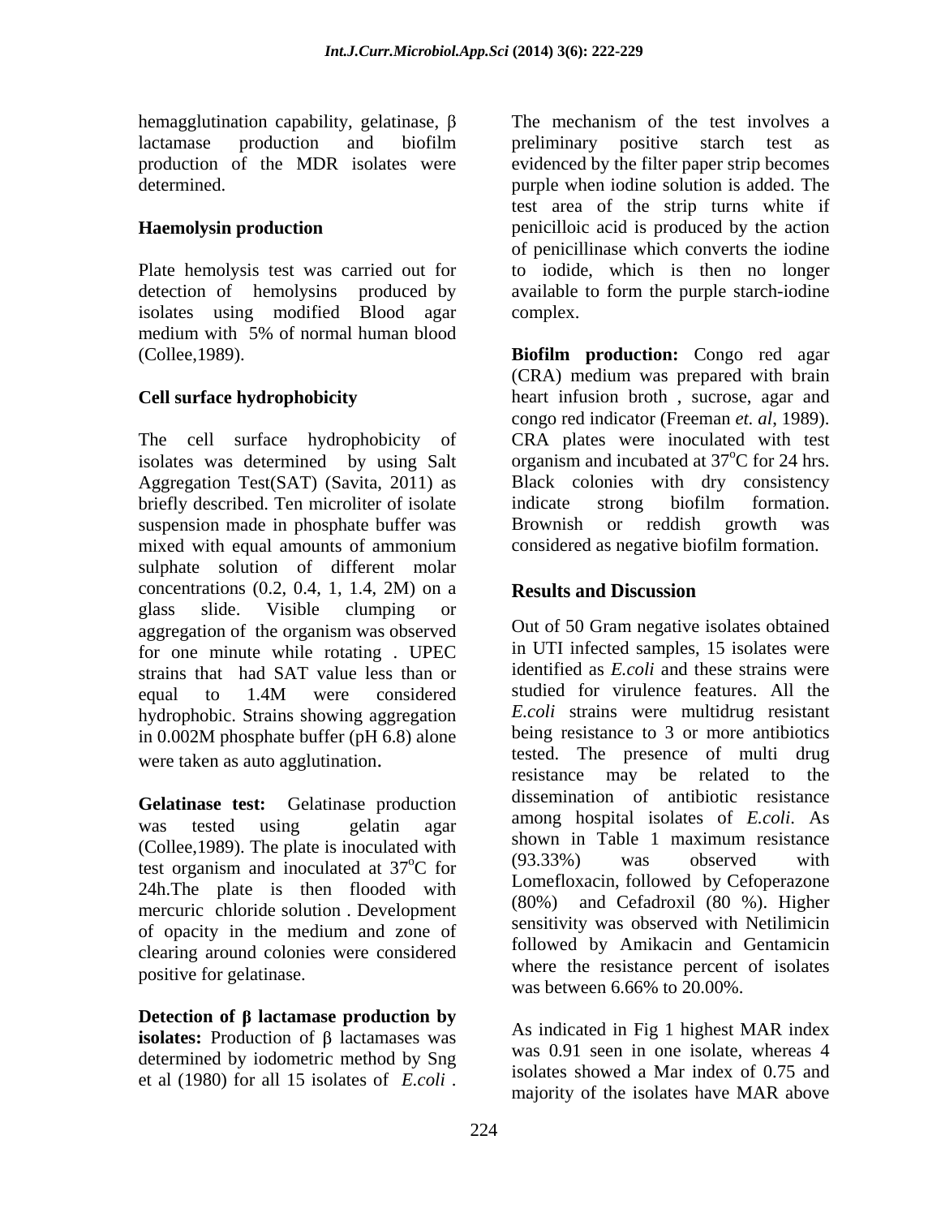hemagglutination capability, gelatinase, β lactamase production and biofilm production of the MDR isolates were determined.

### Haemolysin production

Plate hemolysis test was carried out for detection of hemolysins produced by isolates using modified Blood agar medium with 5% of normal human blood (Collee,1989).

### Cell surface hydrophobicity

The cell surface hydrophobicity of isolates was determined by using Salt Aggregation Test(SAT) (Savita, 2011) as briefly described. Ten microliter of isolate suspension made in phosphate buffer was mixed with equal amounts of ammonium sulphate solution of different molar concentrations (0.2, 0.4, 1, 1.4, 2M) on a glass slide. Visible clumping or aggregation of the organism was observed for one minute while rotating . UPEC strains that had SAT value less than or equal to 1.4M were considered hydrophobic. Strains showing aggregation in 0.002M phosphate buffer (pH 6.8) alone were taken as auto agglutination.

**Gelatinase test:** Gelatinase production was tested using gelatin agar (Collee,1989). The plate is inoculated with test organism and inoculated at 37$^{o}$C for 24h.The plate is then flooded with mercuric chloride solution . Development of opacity in the medium and zone of clearing around colonies were considered positive for gelatinase.

**Detection of β lactamase production by isolates:** Production of β lactamases was determined by iodometric method by Sng et al (1980) for all 15 isolates of *E.coli* . The mechanism of the test involves a preliminary positive starch test as evidenced by the filter paper strip becomes purple when iodine solution is added. The test area of the strip turns white if penicilloic acid is produced by the action of penicillinase which converts the iodine to iodide, which is then no longer available to form the purple starch-iodine complex.

**Biofilm production:** Congo red agar (CRA) medium was prepared with brain heart infusion broth , sucrose, agar and congo red indicator (Freeman *et. al*, 1989). CRA plates were inoculated with test organism and incubated at 37$^{o}$C for 24 hrs. Black colonies with dry consistency indicate strong biofilm formation. Brownish or reddish growth was considered as negative biofilm formation.

## Results and Discussion

Out of 50 Gram negative isolates obtained in UTI infected samples, 15 isolates were identified as *E.coli* and these strains were studied for virulence features. All the *E.coli* strains were multidrug resistant being resistance to 3 or more antibiotics tested. The presence of multi drug resistance may be related to the dissemination of antibiotic resistance among hospital isolates of *E.coli*. As shown in Table 1 maximum resistance (93.33%) was observed with Lomefloxacin, followed by Cefoperazone (80%) and Cefadroxil (80 %). Higher sensitivity was observed with Netilimicin followed by Amikacin and Gentamicin where the resistance percent of isolates was between 6.66% to 20.00%.

As indicated in Fig 1 highest MAR index was 0.91 seen in one isolate, whereas 4 isolates showed a Mar index of 0.75 and majority of the isolates have MAR above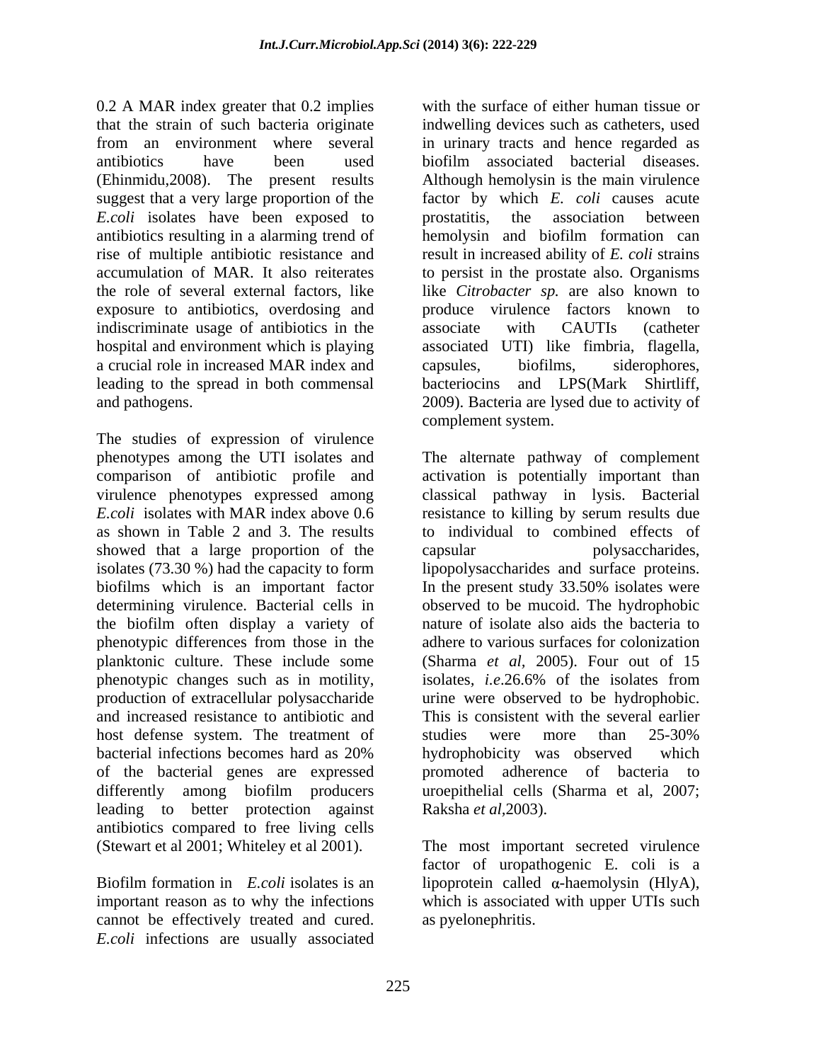0.2 A MAR index greater that 0.2 implies that the strain of such bacteria originate from an environment where several antibiotics have been used (Ehinmidu,2008). The present results suggest that a very large proportion of the *E.coli* isolates have been exposed to antibiotics resulting in a alarming trend of rise of multiple antibiotic resistance and accumulation of MAR. It also reiterates the role of several external factors, like exposure to antibiotics, overdosing and indiscriminate usage of antibiotics in the hospital and environment which is playing a crucial role in increased MAR index and leading to the spread in both commensal and pathogens.

The studies of expression of virulence phenotypes among the UTI isolates and comparison of antibiotic profile and virulence phenotypes expressed among *E.coli* isolates with MAR index above 0.6 as shown in Table 2 and 3. The results showed that a large proportion of the isolates (73.30 %) had the capacity to form biofilms which is an important factor determining virulence. Bacterial cells in the biofilm often display a variety of phenotypic differences from those in the planktonic culture. These include some phenotypic changes such as in motility, production of extracellular polysaccharide and increased resistance to antibiotic and host defense system. The treatment of bacterial infections becomes hard as 20% of the bacterial genes are expressed differently among biofilm producers leading to better protection against antibiotics compared to free living cells (Stewart et al 2001; Whiteley et al 2001).

Biofilm formation in *E.coli* isolates is an important reason as to why the infections cannot be effectively treated and cured. *E.coli* infections are usually associated with the surface of either human tissue or indwelling devices such as catheters, used in urinary tracts and hence regarded as biofilm associated bacterial diseases. Although hemolysin is the main virulence factor by which *E. coli* causes acute prostatitis, the association between hemolysin and biofilm formation can result in increased ability of *E. coli* strains to persist in the prostate also. Organisms like *Citrobacter sp.* are also known to produce virulence factors known to associate with CAUTIs (catheter associated UTI) like fimbria, flagella, capsules, biofilms, siderophores, bacteriocins and LPS(Mark Shirtliff, 2009). Bacteria are lysed due to activity of complement system.

The alternate pathway of complement activation is potentially important than classical pathway in lysis. Bacterial resistance to killing by serum results due to individual to combined effects of capsular polysaccharides, lipopolysaccharides and surface proteins. In the present study 33.50% isolates were observed to be mucoid. The hydrophobic nature of isolate also aids the bacteria to adhere to various surfaces for colonization (Sharma *et al*, 2005). Four out of 15 isolates, *i.e*.26.6% of the isolates from urine were observed to be hydrophobic. This is consistent with the several earlier studies were more than 25-30% hydrophobicity was observed which promoted adherence of bacteria to uroepithelial cells (Sharma et al, 2007; Raksha *et al*,2003).

The most important secreted virulence factor of uropathogenic E. coli is a lipoprotein called α-haemolysin (HlyA), which is associated with upper UTIs such as pyelonephritis.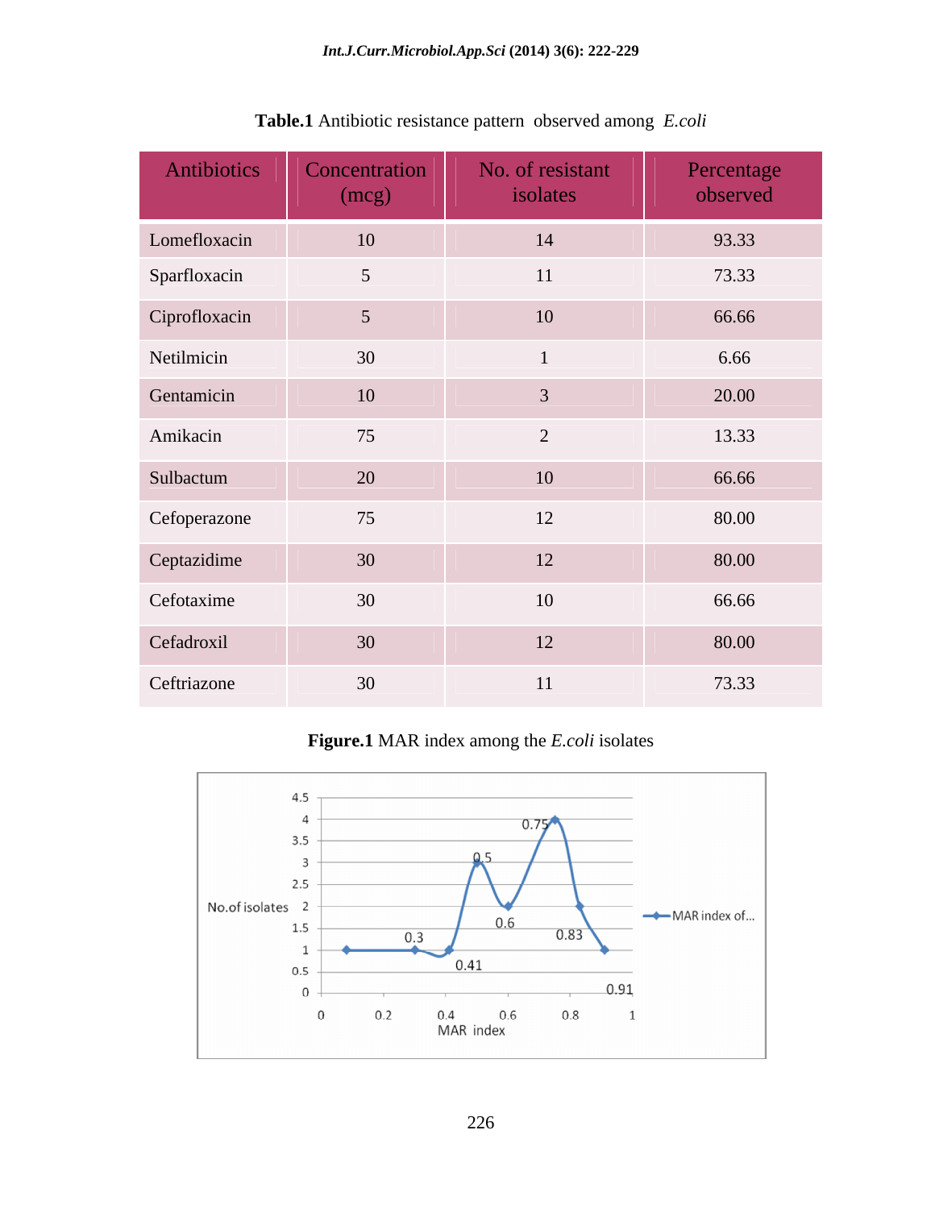**Table.1** Antibiotic resistance pattern observed among *E.coli*

| Antibiotics | Concentration (mcg) | No. of resistant isolates | Percentage observed |
|---|---|---|---|
| Lomefloxacin | 10 | 14 | 93.33 |
| Sparfloxacin | 5 | 11 | 73.33 |
| Ciprofloxacin | 5 | 10 | 66.66 |
| Netilmicin | 30 | 1 | 6.66 |
| Gentamicin | 10 | 3 | 20.00 |
| Amikacin | 75 | 2 | 13.33 |
| Sulbactum | 20 | 10 | 66.66 |
| Cefoperazone | 75 | 12 | 80.00 |
| Ceptazidime | 30 | 12 | 80.00 |
| Cefotaxime | 30 | 10 | 66.66 |
| Cefadroxil | 30 | 12 | 80.00 |
| Ceftriazone | 30 | 11 | 73.33 |

**Figure.1** MAR index among the *E.coli* isolates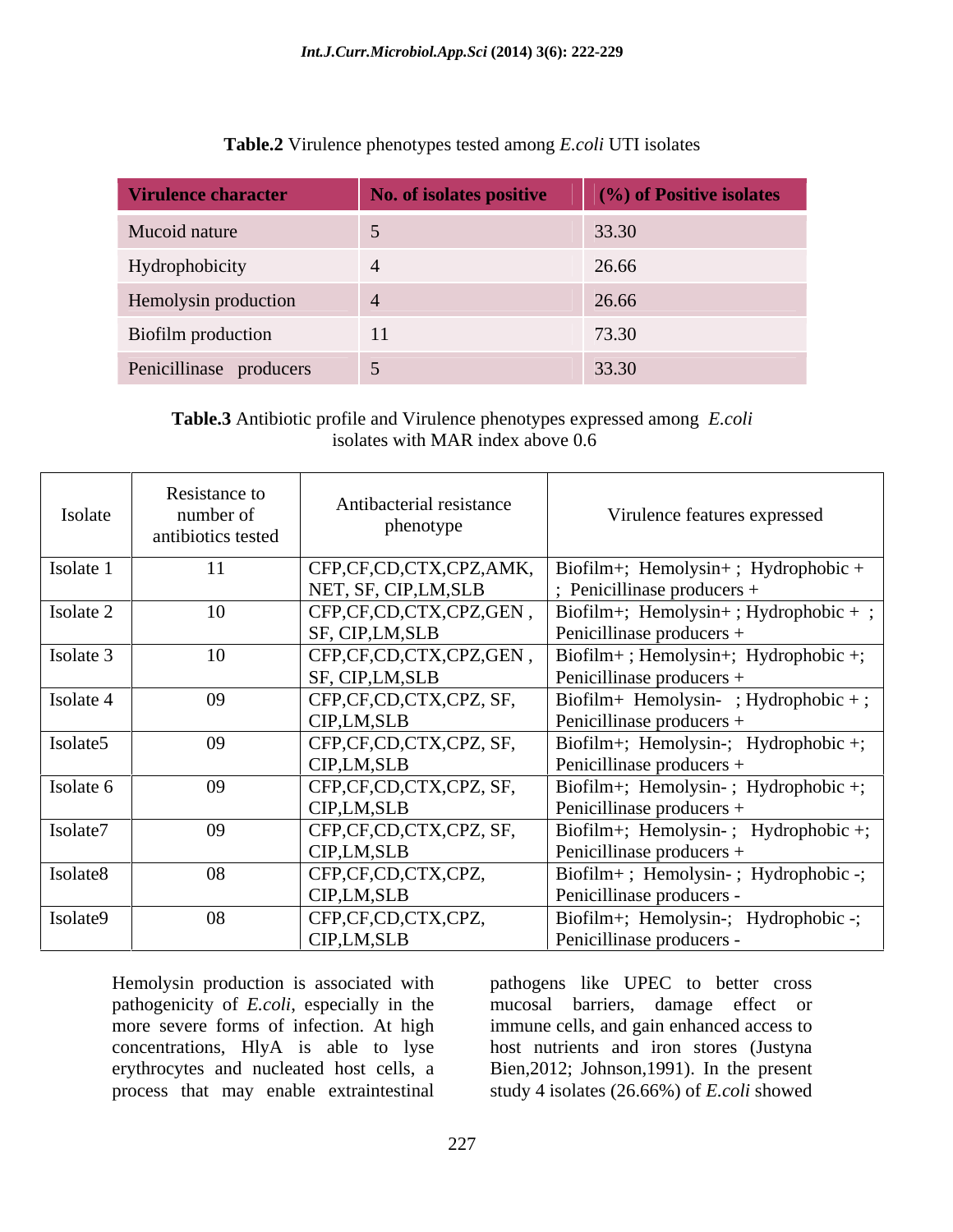**Table.2** Virulence phenotypes tested among *E.coli* UTI isolates

| Virulence character | No. of isolates positive | (%) of Positive isolates |
|---|---|---|
| Mucoid nature | 5 | 33.30 |
| Hydrophobicity | 4 | 26.66 |
| Hemolysin production | 4 | 26.66 |
| Biofilm production | 11 | 73.30 |
| Penicillinase producers | 5 | 33.30 |

**Table.3** Antibiotic profile and Virulence phenotypes expressed among *E.coli* isolates with MAR index above 0.6

| Isolate | Resistance to number of antibiotics tested | Antibacterial resistance phenotype | Virulence features expressed |
|---|---|---|---|
| Isolate 1 | 11 | CFP,CF,CD,CTX,CPZ,AMK, NET, SF, CIP,LM,SLB | Biofilm+; Hemolysin+ ; Hydrophobic + ; Penicillinase producers + |
| Isolate 2 | 10 | CFP,CF,CD,CTX,CPZ,GEN , SF, CIP,LM,SLB | Biofilm+; Hemolysin+ ; Hydrophobic + ; Penicillinase producers + |
| Isolate 3 | 10 | CFP,CF,CD,CTX,CPZ,GEN , SF, CIP,LM,SLB | Biofilm+ ; Hemolysin+; Hydrophobic +; Penicillinase producers + |
| Isolate 4 | 09 | CFP,CF,CD,CTX,CPZ, SF, CIP,LM,SLB | Biofilm+ Hemolysin- ; Hydrophobic + ; Penicillinase producers + |
| Isolate5 | 09 | CFP,CF,CD,CTX,CPZ, SF, CIP,LM,SLB | Biofilm+; Hemolysin-; Hydrophobic +; Penicillinase producers + |
| Isolate 6 | 09 | CFP,CF,CD,CTX,CPZ, SF, CIP,LM,SLB | Biofilm+; Hemolysin- ; Hydrophobic +; Penicillinase producers + |
| Isolate7 | 09 | CFP,CF,CD,CTX,CPZ, SF, CIP,LM,SLB | Biofilm+; Hemolysin- ; Hydrophobic +; Penicillinase producers + |
| Isolate8 | 08 | CFP,CF,CD,CTX,CPZ, CIP,LM,SLB | Biofilm+ ; Hemolysin- ; Hydrophobic -; Penicillinase producers - |
| Isolate9 | 08 | CFP,CF,CD,CTX,CPZ, CIP,LM,SLB | Biofilm+; Hemolysin-; Hydrophobic -; Penicillinase producers - |

Hemolysin production is associated with pathogenicity of *E.coli*, especially in the more severe forms of infection. At high concentrations, HlyA is able to lyse erythrocytes and nucleated host cells, a process that may enable extraintestinal pathogens like UPEC to better cross mucosal barriers, damage effect or immune cells, and gain enhanced access to host nutrients and iron stores (Justyna Bien,2012; Johnson,1991). In the present study 4 isolates (26.66%) of *E.coli* showed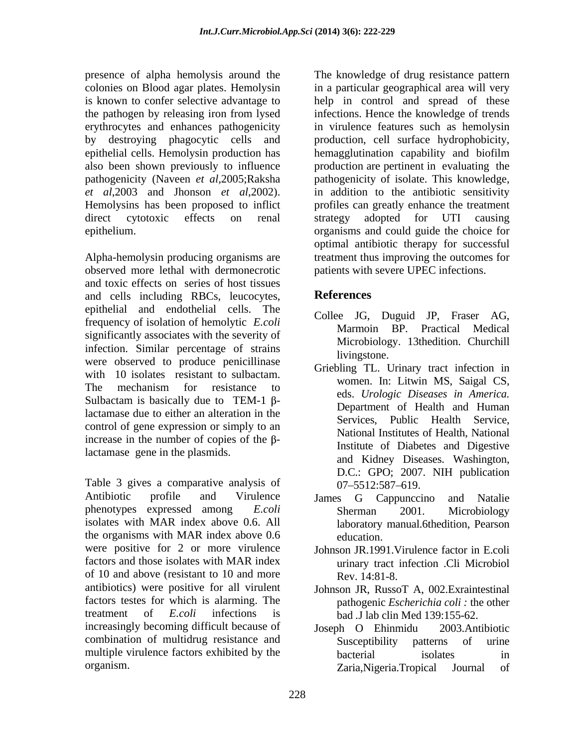presence of alpha hemolysis around the colonies on Blood agar plates. Hemolysin is known to confer selective advantage to the pathogen by releasing iron from lysed erythrocytes and enhances pathogenicity by destroying phagocytic cells and epithelial cells. Hemolysin production has also been shown previously to influence pathogenicity (Naveen *et al*,2005;Raksha *et al*,2003 and Jhonson *et al*,2002). Hemolysins has been proposed to inflict direct cytotoxic effects on renal epithelium.

Alpha-hemolysin producing organisms are observed more lethal with dermonecrotic and toxic effects on series of host tissues and cells including RBCs, leucocytes, epithelial and endothelial cells. The frequency of isolation of hemolytic *E.coli* significantly associates with the severity of infection. Similar percentage of strains were observed to produce penicillinase with 10 isolates resistant to sulbactam. The mechanism for resistance to Sulbactam is basically due to TEM-1 β-lactamase due to either an alteration in the control of gene expression or simply to an increase in the number of copies of the β-lactamase gene in the plasmids.

Table 3 gives a comparative analysis of Antibiotic profile and Virulence phenotypes expressed among *E.coli* isolates with MAR index above 0.6. All the organisms with MAR index above 0.6 were positive for 2 or more virulence factors and those isolates with MAR index of 10 and above (resistant to 10 and more antibiotics) were positive for all virulent factors testes for which is alarming. The treatment of *E.coli* infections is increasingly becoming difficult because of combination of multidrug resistance and multiple virulence factors exhibited by the organism.

The knowledge of drug resistance pattern in a particular geographical area will very help in control and spread of these infections. Hence the knowledge of trends in virulence features such as hemolysin production, cell surface hydrophobicity, hemagglutination capability and biofilm production are pertinent in evaluating the pathogenicity of isolate. This knowledge, in addition to the antibiotic sensitivity profiles can greatly enhance the treatment strategy adopted for UTI causing organisms and could guide the choice for optimal antibiotic therapy for successful treatment thus improving the outcomes for patients with severe UPEC infections.

## References

Collee JG, Duguid JP, Fraser AG, Marmoin BP. Practical Medical Microbiology. 13thedition. Churchill livingstone.

Griebling TL. Urinary tract infection in women. In: Litwin MS, Saigal CS, eds. *Urologic Diseases in America.* Department of Health and Human Services, Public Health Service, National Institutes of Health, National Institute of Diabetes and Digestive and Kidney Diseases. Washington, D.C.: GPO; 2007. NIH publication 07–5512:587–619.

James G Cappunccino and Natalie Sherman 2001. Microbiology laboratory manual.6thedition, Pearson education.

Johnson JR.1991.Virulence factor in E.coli urinary tract infection .Cli Microbiol Rev. 14:81-8.

Johnson JR, RussoT A, 002.Exraintestinal pathogenic *Escherichia coli :* the other bad .J lab clin Med 139:155-62.

Joseph O Ehinmidu 2003.Antibiotic Susceptibility patterns of urine bacterial isolates in Zaria,Nigeria.Tropical Journal of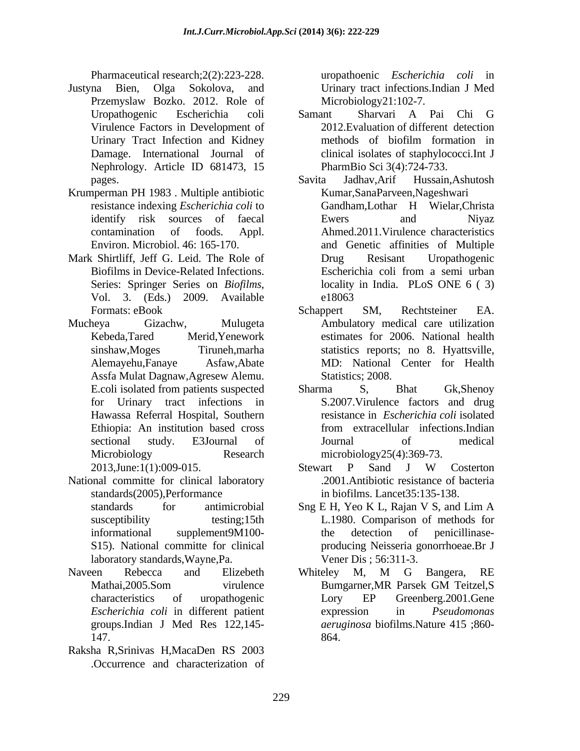Pharmaceutical research;2(2):223-228.

Justyna Bien, Olga Sokolova, and Przemyslaw Bozko. 2012. Role of Uropathogenic Escherichia coli Virulence Factors in Development of Urinary Tract Infection and Kidney Damage. International Journal of Nephrology. Article ID 681473, 15 pages.

Krumperman PH 1983 . Multiple antibiotic resistance indexing *Escherichia coli* to identify risk sources of faecal contamination of foods. Appl. Environ. Microbiol. 46: 165-170.

Mark Shirtliff, Jeff G. Leid. The Role of Biofilms in Device-Related Infections. Series: Springer Series on *Biofilms*, Vol. 3. (Eds.) 2009. Available Formats: eBook

Mucheya Gizachw, Mulugeta Kebeda,Tared Merid,Yenework sinshaw,Moges Tiruneh,marha Alemayehu,Fanaye Asfaw,Abate Assfa Mulat Dagnaw,Agresew Alemu. E.coli isolated from patients suspected for Urinary tract infections in Hawassa Referral Hospital, Southern Ethiopia: An institution based cross sectional study. E3Journal of Microbiology Research 2013,June:1(1):009-015.

National committe for clinical laboratory standards(2005),Performance standards for antimicrobial susceptibility testing;15th informational supplement9M100-S15). National committe for clinical laboratory standards,Wayne,Pa.

Naveen Rebecca and Elizebeth Mathai,2005.Som virulence characteristics of uropathogenic *Escherichia coli* in different patient groups.Indian J Med Res 122,145-147.

Raksha R,Srinivas H,MacaDen RS 2003 .Occurrence and characterization of uropathoenic *Escherichia coli* in Urinary tract infections.Indian J Med Microbiology21:102-7.

Samant Sharvari A Pai Chi G 2012.Evaluation of different detection methods of biofilm formation in clinical isolates of staphylococci.Int J PharmBio Sci 3(4):724-733.

Savita Jadhav,Arif Hussain,Ashutosh Kumar,SanaParveen,Nageshwari Gandham,Lothar H Wielar,Christa Ewers and Niyaz Ahmed.2011.Virulence characteristics and Genetic affinities of Multiple Drug Resisant Uropathogenic Escherichia coli from a semi urban locality in India. PLoS ONE 6 ( 3) e18063

Schappert SM, Rechtsteiner EA. Ambulatory medical care utilization estimates for 2006. National health statistics reports; no 8. Hyattsville, MD: National Center for Health Statistics; 2008.

Sharma S, Bhat Gk,Shenoy S.2007.Virulence factors and drug resistance in *Escherichia coli* isolated from extracellular infections.Indian Journal of medical microbiology25(4):369-73.

Stewart P Sand J W Costerton .2001.Antibiotic resistance of bacteria in biofilms. Lancet35:135-138.

Sng E H, Yeo K L, Rajan V S, and Lim A L.1980. Comparison of methods for the detection of penicillinase-producing Neisseria gonorrhoeae.Br J Vener Dis ; 56:311-3.

Whiteley M, M G Bangera, RE Bumgarner,MR Parsek GM Teitzel,S Lory EP Greenberg.2001.Gene expression in *Pseudomonas aeruginosa* biofilms.Nature 415 ;860-864.